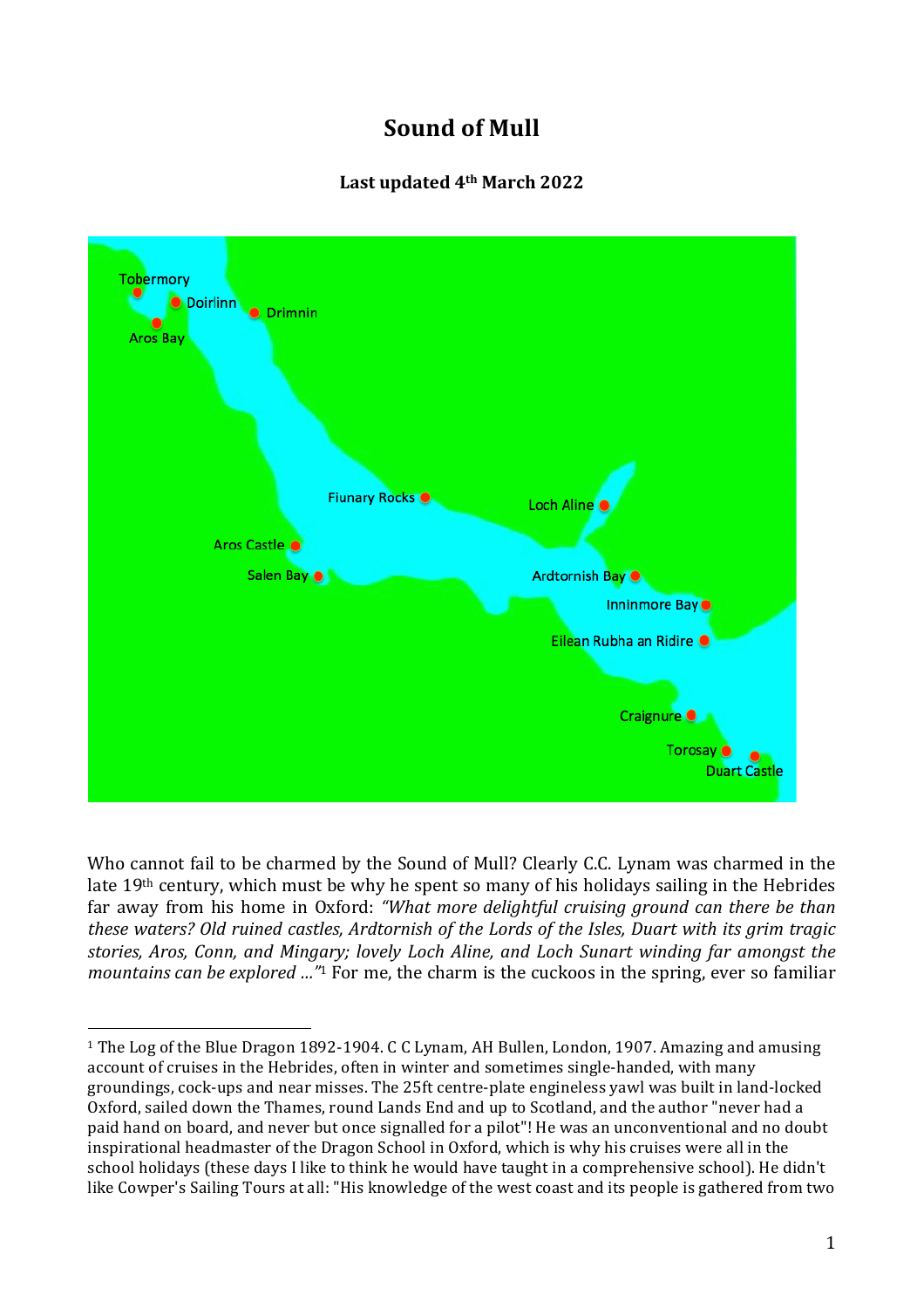# Sound of Mull

**Last updated 4th March 2022**

Tobermory
Doirlinn
Drimnin
Aros Bay
Fiunary Rocks
Loch Aline
Aros Castle
Salen Bay
Ardtornish Bay
Inninmore Bay
Eilean Rubha an Ridire
Craignure
Torosay
Duart Castle

Who cannot fail to be charmed by the Sound of Mull? Clearly C.C. Lynam was charmed in the late 19th century, which must be why he spent so many of his holidays sailing in the Hebrides far away from his home in Oxford: *"What more delightful cruising ground can there be than these waters? Old ruined castles, Ardtornish of the Lords of the Isles, Duart with its grim tragic stories, Aros, Conn, and Mingary; lovely Loch Aline, and Loch Sunart winding far amongst the mountains can be explored ..."*[1] For me, the charm is the cuckoos in the spring, ever so familiar

[1] The Log of the Blue Dragon 1892-1904. C C Lynam, AH Bullen, London, 1907. Amazing and amusing account of cruises in the Hebrides, often in winter and sometimes single-handed, with many groundings, cock-ups and near misses. The 25ft centre-plate engineless yawl was built in land-locked Oxford, sailed down the Thames, round Lands End and up to Scotland, and the author "never had a paid hand on board, and never but once signalled for a pilot"! He was an unconventional and no doubt inspirational headmaster of the Dragon School in Oxford, which is why his cruises were all in the school holidays (these days I like to think he would have taught in a comprehensive school). He didn't like Cowper's Sailing Tours at all: "His knowledge of the west coast and its people is gathered from two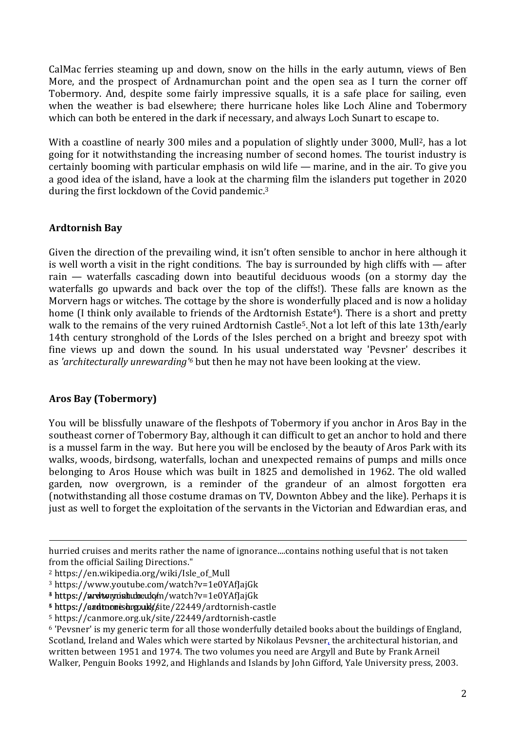CalMac ferries steaming up and down, snow on the hills in the early autumn, views of Ben More, and the prospect of Ardnamurchan point and the open sea as I turn the corner off Tobermory. And, despite some fairly impressive squalls, it is a safe place for sailing, even when the weather is bad elsewhere; there hurricane holes like Loch Aline and Tobermory which can both be entered in the dark if necessary, and always Loch Sunart to escape to.

With a coastline of nearly 300 miles and a population of slightly under 3000, Mull[2], has a lot going for it notwithstanding the increasing number of second homes. The tourist industry is certainly booming with particular emphasis on wild life — marine, and in the air. To give you a good idea of the island, have a look at the charming film the islanders put together in 2020 during the first lockdown of the Covid pandemic.[3]

**Ardtornish Bay**

Given the direction of the prevailing wind, it isn't often sensible to anchor in here although it is well worth a visit in the right conditions. The bay is surrounded by high cliffs with — after rain — waterfalls cascading down into beautiful deciduous woods (on a stormy day the waterfalls go upwards and back over the top of the cliffs!). These falls are known as the Morvern hags or witches. The cottage by the shore is wonderfully placed and is now a holiday home (I think only available to friends of the Ardtornish Estate[4]). There is a short and pretty walk to the remains of the very ruined Ardtornish Castle[5]. Not a lot left of this late 13th/early 14th century stronghold of the Lords of the Isles perched on a bright and breezy spot with fine views up and down the sound. In his usual understated way 'Pevsner' describes it as *'architecturally unrewarding'*[6] but then he may not have been looking at the view.

**Aros Bay (Tobermory)**

You will be blissfully unaware of the fleshpots of Tobermory if you anchor in Aros Bay in the southeast corner of Tobermory Bay, although it can difficult to get an anchor to hold and there is a mussel farm in the way. But here you will be enclosed by the beauty of Aros Park with its walks, woods, birdsong, waterfalls, lochan and unexpected remains of pumps and mills once belonging to Aros House which was built in 1825 and demolished in 1962. The old walled garden, now overgrown, is a reminder of the grandeur of an almost forgotten era (notwithstanding all those costume dramas on TV, Downton Abbey and the like). Perhaps it is just as well to forget the exploitation of the servants in the Victorian and Edwardian eras, and

---

hurried cruises and merits rather the name of ignorance....contains nothing useful that is not taken from the official Sailing Directions."

[2] https://en.wikipedia.org/wiki/Isle_of_Mull

[3] https://www.youtube.com/watch?v=1e0YAfJajGk

[4] https://ardtornish.co.uk/

[5] https://canmore.org.uk/site/22449/ardtornish-castle

[6] 'Pevsner' is my generic term for all those wonderfully detailed books about the buildings of England, Scotland, Ireland and Wales which were started by Nikolaus Pevsner, the architectural historian, and written between 1951 and 1974. The two volumes you need are Argyll and Bute by Frank Arneil Walker, Penguin Books 1992, and Highlands and Islands by John Gifford, Yale University press, 2003.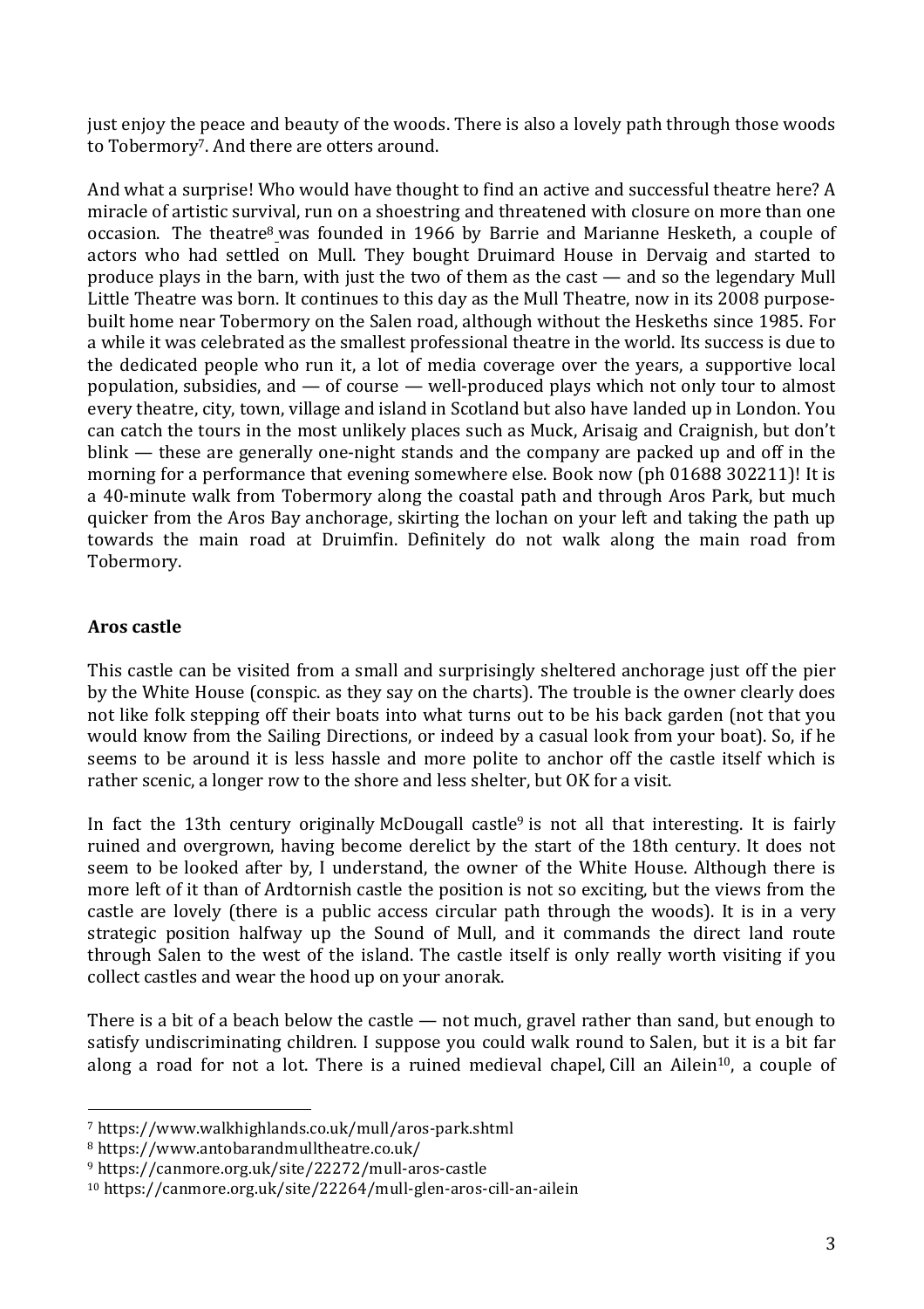just enjoy the peace and beauty of the woods. There is also a lovely path through those woods to Tobermory[7]. And there are otters around.

And what a surprise! Who would have thought to find an active and successful theatre here? A miracle of artistic survival, run on a shoestring and threatened with closure on more than one occasion. The theatre[8] was founded in 1966 by Barrie and Marianne Hesketh, a couple of actors who had settled on Mull. They bought Druimard House in Dervaig and started to produce plays in the barn, with just the two of them as the cast — and so the legendary Mull Little Theatre was born. It continues to this day as the Mull Theatre, now in its 2008 purpose-built home near Tobermory on the Salen road, although without the Heskeths since 1985. For a while it was celebrated as the smallest professional theatre in the world. Its success is due to the dedicated people who run it, a lot of media coverage over the years, a supportive local population, subsidies, and — of course — well-produced plays which not only tour to almost every theatre, city, town, village and island in Scotland but also have landed up in London. You can catch the tours in the most unlikely places such as Muck, Arisaig and Craignish, but don't blink — these are generally one-night stands and the company are packed up and off in the morning for a performance that evening somewhere else. Book now (ph 01688 302211)! It is a 40-minute walk from Tobermory along the coastal path and through Aros Park, but much quicker from the Aros Bay anchorage, skirting the lochan on your left and taking the path up towards the main road at Druimfin. Definitely do not walk along the main road from Tobermory.

## Aros castle

This castle can be visited from a small and surprisingly sheltered anchorage just off the pier by the White House (conspic. as they say on the charts). The trouble is the owner clearly does not like folk stepping off their boats into what turns out to be his back garden (not that you would know from the Sailing Directions, or indeed by a casual look from your boat). So, if he seems to be around it is less hassle and more polite to anchor off the castle itself which is rather scenic, a longer row to the shore and less shelter, but OK for a visit.

In fact the 13th century originally McDougall castle[9] is not all that interesting. It is fairly ruined and overgrown, having become derelict by the start of the 18th century. It does not seem to be looked after by, I understand, the owner of the White House. Although there is more left of it than of Ardtornish castle the position is not so exciting, but the views from the castle are lovely (there is a public access circular path through the woods). It is in a very strategic position halfway up the Sound of Mull, and it commands the direct land route through Salen to the west of the island. The castle itself is only really worth visiting if you collect castles and wear the hood up on your anorak.

There is a bit of a beach below the castle — not much, gravel rather than sand, but enough to satisfy undiscriminating children. I suppose you could walk round to Salen, but it is a bit far along a road for not a lot. There is a ruined medieval chapel, Cill an Ailein[10], a couple of

---

[7] https://www.walkhighlands.co.uk/mull/aros-park.shtml

[8] https://www.antobarandmulltheatre.co.uk/

[9] https://canmore.org.uk/site/22272/mull-aros-castle

[10] https://canmore.org.uk/site/22264/mull-glen-aros-cill-an-ailein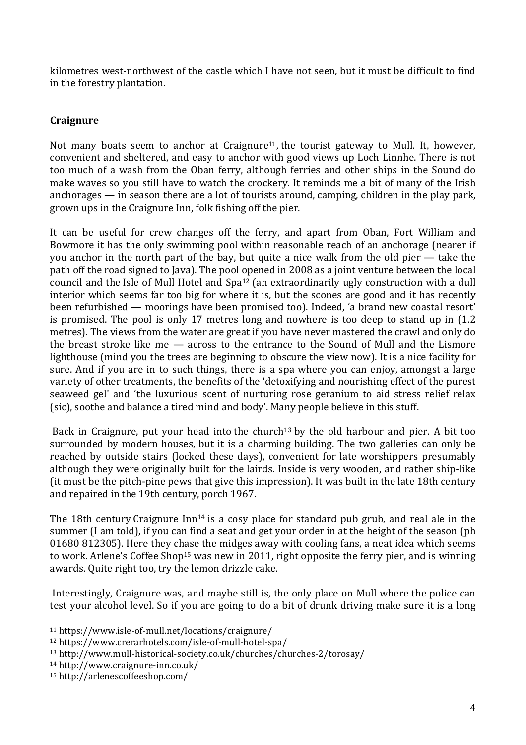kilometres west-northwest of the castle which I have not seen, but it must be difficult to find in the forestry plantation.

### Craignure

Not many boats seem to anchor at Craignure[11], the tourist gateway to Mull. It, however, convenient and sheltered, and easy to anchor with good views up Loch Linnhe. There is not too much of a wash from the Oban ferry, although ferries and other ships in the Sound do make waves so you still have to watch the crockery. It reminds me a bit of many of the Irish anchorages — in season there are a lot of tourists around, camping, children in the play park, grown ups in the Craignure Inn, folk fishing off the pier.

It can be useful for crew changes off the ferry, and apart from Oban, Fort William and Bowmore it has the only swimming pool within reasonable reach of an anchorage (nearer if you anchor in the north part of the bay, but quite a nice walk from the old pier — take the path off the road signed to Java). The pool opened in 2008 as a joint venture between the local council and the Isle of Mull Hotel and Spa[12] (an extraordinarily ugly construction with a dull interior which seems far too big for where it is, but the scones are good and it has recently been refurbished — moorings have been promised too). Indeed, 'a brand new coastal resort' is promised. The pool is only 17 metres long and nowhere is too deep to stand up in (1.2 metres). The views from the water are great if you have never mastered the crawl and only do the breast stroke like me — across to the entrance to the Sound of Mull and the Lismore lighthouse (mind you the trees are beginning to obscure the view now). It is a nice facility for sure. And if you are in to such things, there is a spa where you can enjoy, amongst a large variety of other treatments, the benefits of the 'detoxifying and nourishing effect of the purest seaweed gel' and 'the luxurious scent of nurturing rose geranium to aid stress relief relax (sic), soothe and balance a tired mind and body'. Many people believe in this stuff.

Back in Craignure, put your head into the church[13] by the old harbour and pier. A bit too surrounded by modern houses, but it is a charming building. The two galleries can only be reached by outside stairs (locked these days), convenient for late worshippers presumably although they were originally built for the lairds. Inside is very wooden, and rather ship-like (it must be the pitch-pine pews that give this impression). It was built in the late 18th century and repaired in the 19th century, porch 1967.

The 18th century Craignure Inn[14] is a cosy place for standard pub grub, and real ale in the summer (I am told), if you can find a seat and get your order in at the height of the season (ph 01680 812305). Here they chase the midges away with cooling fans, a neat idea which seems to work. Arlene's Coffee Shop[15] was new in 2011, right opposite the ferry pier, and is winning awards. Quite right too, try the lemon drizzle cake.

Interestingly, Craignure was, and maybe still is, the only place on Mull where the police can test your alcohol level. So if you are going to do a bit of drunk driving make sure it is a long

---

[11] https://www.isle-of-mull.net/locations/craignure/

[12] https://www.crerarhotels.com/isle-of-mull-hotel-spa/

[13] http://www.mull-historical-society.co.uk/churches/churches-2/torosay/

[14] http://www.craignure-inn.co.uk/

[15] http://arlenescoffeeshop.com/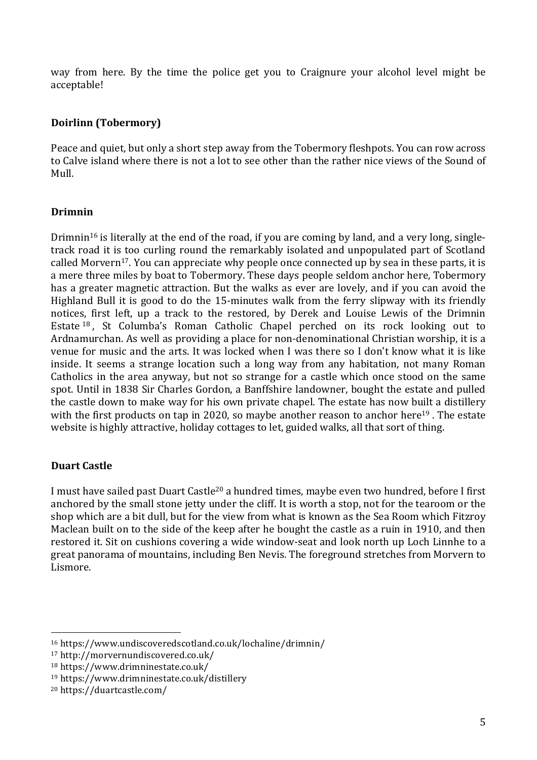way from here. By the time the police get you to Craignure your alcohol level might be acceptable!

### Doirlinn (Tobermory)

Peace and quiet, but only a short step away from the Tobermory fleshpots. You can row across to Calve island where there is not a lot to see other than the rather nice views of the Sound of Mull.

### Drimnin

Drimnin[16] is literally at the end of the road, if you are coming by land, and a very long, single-track road it is too curling round the remarkably isolated and unpopulated part of Scotland called Morvern[17]. You can appreciate why people once connected up by sea in these parts, it is a mere three miles by boat to Tobermory. These days people seldom anchor here, Tobermory has a greater magnetic attraction. But the walks as ever are lovely, and if you can avoid the Highland Bull it is good to do the 15-minutes walk from the ferry slipway with its friendly notices, first left, up a track to the restored, by Derek and Louise Lewis of the Drimnin Estate [18], St Columba's Roman Catholic Chapel perched on its rock looking out to Ardnamurchan. As well as providing a place for non-denominational Christian worship, it is a venue for music and the arts. It was locked when I was there so I don't know what it is like inside. It seems a strange location such a long way from any habitation, not many Roman Catholics in the area anyway, but not so strange for a castle which once stood on the same spot. Until in 1838 Sir Charles Gordon, a Banffshire landowner, bought the estate and pulled the castle down to make way for his own private chapel. The estate has now built a distillery with the first products on tap in 2020, so maybe another reason to anchor here[19] . The estate website is highly attractive, holiday cottages to let, guided walks, all that sort of thing.

### Duart Castle

I must have sailed past Duart Castle[20] a hundred times, maybe even two hundred, before I first anchored by the small stone jetty under the cliff. It is worth a stop, not for the tearoom or the shop which are a bit dull, but for the view from what is known as the Sea Room which Fitzroy Maclean built on to the side of the keep after he bought the castle as a ruin in 1910, and then restored it. Sit on cushions covering a wide window-seat and look north up Loch Linnhe to a great panorama of mountains, including Ben Nevis. The foreground stretches from Morvern to Lismore.

---

[16] https://www.undiscoveredscotland.co.uk/lochaline/drimnin/

[17] http://morvernundiscovered.co.uk/

[18] https://www.drimninestate.co.uk/

[19] https://www.drimninestate.co.uk/distillery

[20] https://duartcastle.com/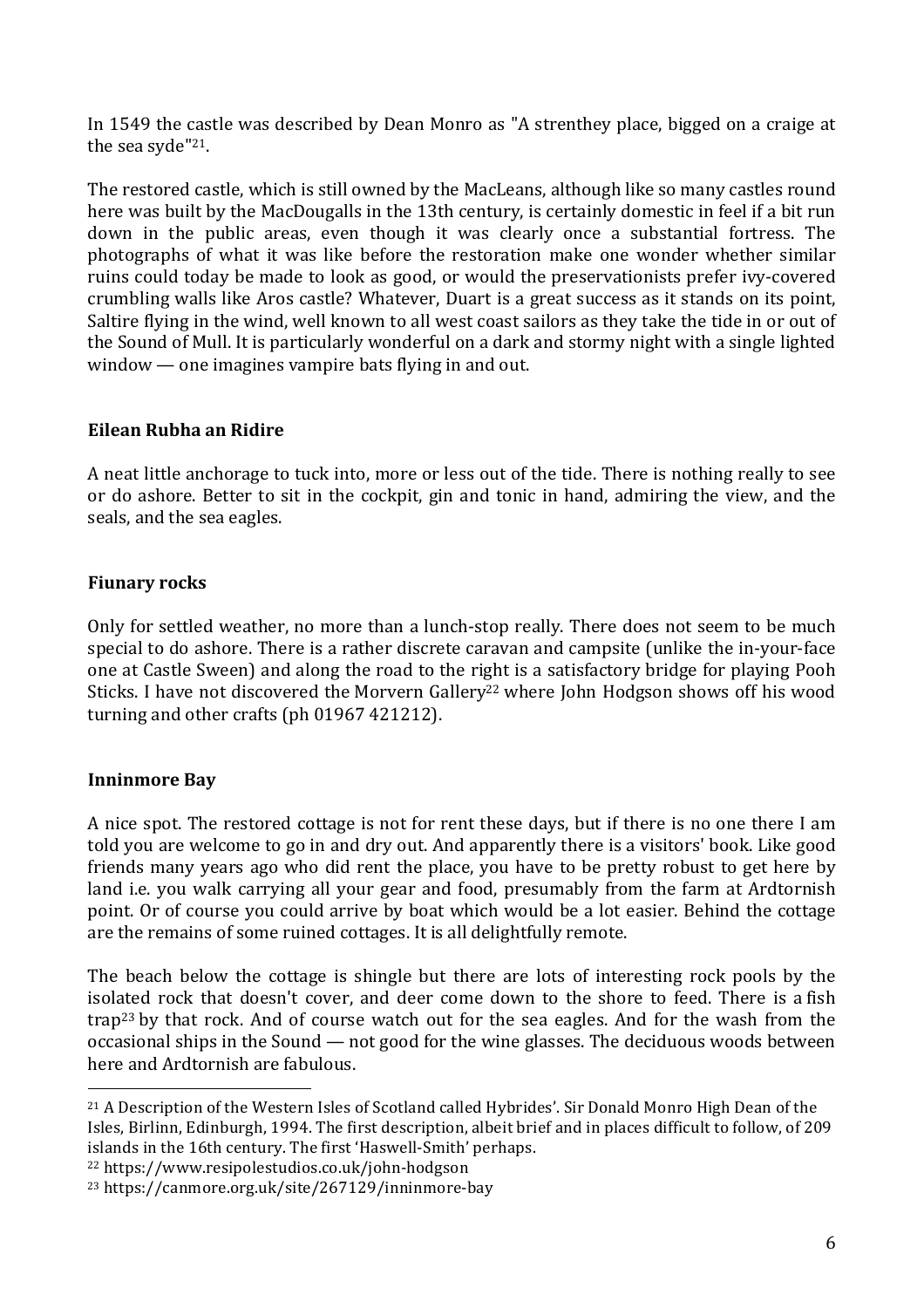In 1549 the castle was described by Dean Monro as "A strenthey place, bigged on a craige at the sea syde"[21].

The restored castle, which is still owned by the MacLeans, although like so many castles round here was built by the MacDougalls in the 13th century, is certainly domestic in feel if a bit run down in the public areas, even though it was clearly once a substantial fortress. The photographs of what it was like before the restoration make one wonder whether similar ruins could today be made to look as good, or would the preservationists prefer ivy-covered crumbling walls like Aros castle? Whatever, Duart is a great success as it stands on its point, Saltire flying in the wind, well known to all west coast sailors as they take the tide in or out of the Sound of Mull. It is particularly wonderful on a dark and stormy night with a single lighted window — one imagines vampire bats flying in and out.

**Eilean Rubha an Ridire**

A neat little anchorage to tuck into, more or less out of the tide. There is nothing really to see or do ashore. Better to sit in the cockpit, gin and tonic in hand, admiring the view, and the seals, and the sea eagles.

**Fiunary rocks**

Only for settled weather, no more than a lunch-stop really. There does not seem to be much special to do ashore. There is a rather discrete caravan and campsite (unlike the in-your-face one at Castle Sween) and along the road to the right is a satisfactory bridge for playing Pooh Sticks. I have not discovered the Morvern Gallery[22] where John Hodgson shows off his wood turning and other crafts (ph 01967 421212).

**Inninmore Bay**

A nice spot. The restored cottage is not for rent these days, but if there is no one there I am told you are welcome to go in and dry out. And apparently there is a visitors' book. Like good friends many years ago who did rent the place, you have to be pretty robust to get here by land i.e. you walk carrying all your gear and food, presumably from the farm at Ardtornish point. Or of course you could arrive by boat which would be a lot easier. Behind the cottage are the remains of some ruined cottages. It is all delightfully remote.

The beach below the cottage is shingle but there are lots of interesting rock pools by the isolated rock that doesn't cover, and deer come down to the shore to feed. There is a fish trap[23] by that rock. And of course watch out for the sea eagles. And for the wash from the occasional ships in the Sound — not good for the wine glasses. The deciduous woods between here and Ardtornish are fabulous.

---

[21] A Description of the Western Isles of Scotland called Hybrides'. Sir Donald Monro High Dean of the Isles, Birlinn, Edinburgh, 1994. The first description, albeit brief and in places difficult to follow, of 209 islands in the 16th century. The first 'Haswell-Smith' perhaps.

[22] https://www.resipolestudios.co.uk/john-hodgson

[23] https://canmore.org.uk/site/267129/inninmore-bay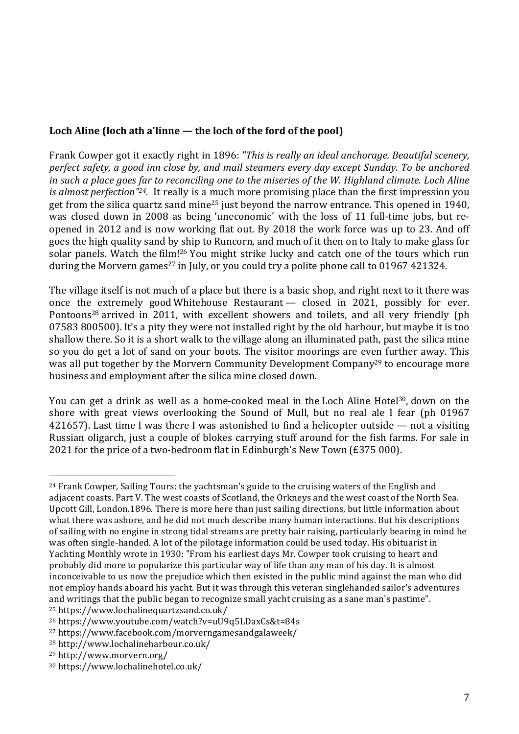**Loch Aline (loch ath a'linne — the loch of the ford of the pool)**

Frank Cowper got it exactly right in 1896: *"This is really an ideal anchorage. Beautiful scenery, perfect safety, a good inn close by, and mail steamers every day except Sunday. To be anchored in such a place goes far to reconciling one to the miseries of the W. Highland climate. Loch Aline is almost perfection"[24].* It really is a much more promising place than the first impression you get from the silica quartz sand mine[25] just beyond the narrow entrance. This opened in 1940, was closed down in 2008 as being 'uneconomic' with the loss of 11 full-time jobs, but re-opened in 2012 and is now working flat out. By 2018 the work force was up to 23. And off goes the high quality sand by ship to Runcorn, and much of it then on to Italy to make glass for solar panels. Watch the film![26] You might strike lucky and catch one of the tours which run during the Morvern games[27] in July, or you could try a polite phone call to 01967 421324.

The village itself is not much of a place but there is a basic shop, and right next to it there was once the extremely good Whitehouse Restaurant — closed in 2021, possibly for ever. Pontoons[28] arrived in 2011, with excellent showers and toilets, and all very friendly (ph 07583 800500). It's a pity they were not installed right by the old harbour, but maybe it is too shallow there. So it is a short walk to the village along an illuminated path, past the silica mine so you do get a lot of sand on your boots. The visitor moorings are even further away. This was all put together by the Morvern Community Development Company[29] to encourage more business and employment after the silica mine closed down.

You can get a drink as well as a home-cooked meal in the Loch Aline Hotel[30], down on the shore with great views overlooking the Sound of Mull, but no real ale I fear (ph 01967 421657). Last time I was there I was astonished to find a helicopter outside — not a visiting Russian oligarch, just a couple of blokes carrying stuff around for the fish farms. For sale in 2021 for the price of a two-bedroom flat in Edinburgh's New Town (£375 000).

---

[24] Frank Cowper, Sailing Tours: the yachtsman's guide to the cruising waters of the English and adjacent coasts. Part V. The west coasts of Scotland, the Orkneys and the west coast of the North Sea. Upcott Gill, London.1896. There is more here than just sailing directions, but little information about what there was ashore, and he did not much describe many human interactions. But his descriptions of sailing with no engine in strong tidal streams are pretty hair raising, particularly bearing in mind he was often single-handed. A lot of the pilotage information could be used today. His obituarist in Yachting Monthly wrote in 1930: "From his earliest days Mr. Cowper took cruising to heart and probably did more to popularize this particular way of life than any man of his day. It is almost inconceivable to us now the prejudice which then existed in the public mind against the man who did not employ hands aboard his yacht. But it was through this veteran singlehanded sailor's adventures and writings that the public began to recognize small yacht cruising as a sane man's pastime".

[25] https://www.lochalinequartzsand.co.uk/

[26] https://www.youtube.com/watch?v=uU9q5LDaxCs&t=84s

[27] https://www.facebook.com/morverngamesandgalaweek/

[28] http://www.lochalineharbour.co.uk/

[29] http://www.morvern.org/

[30] https://www.lochalinehotel.co.uk/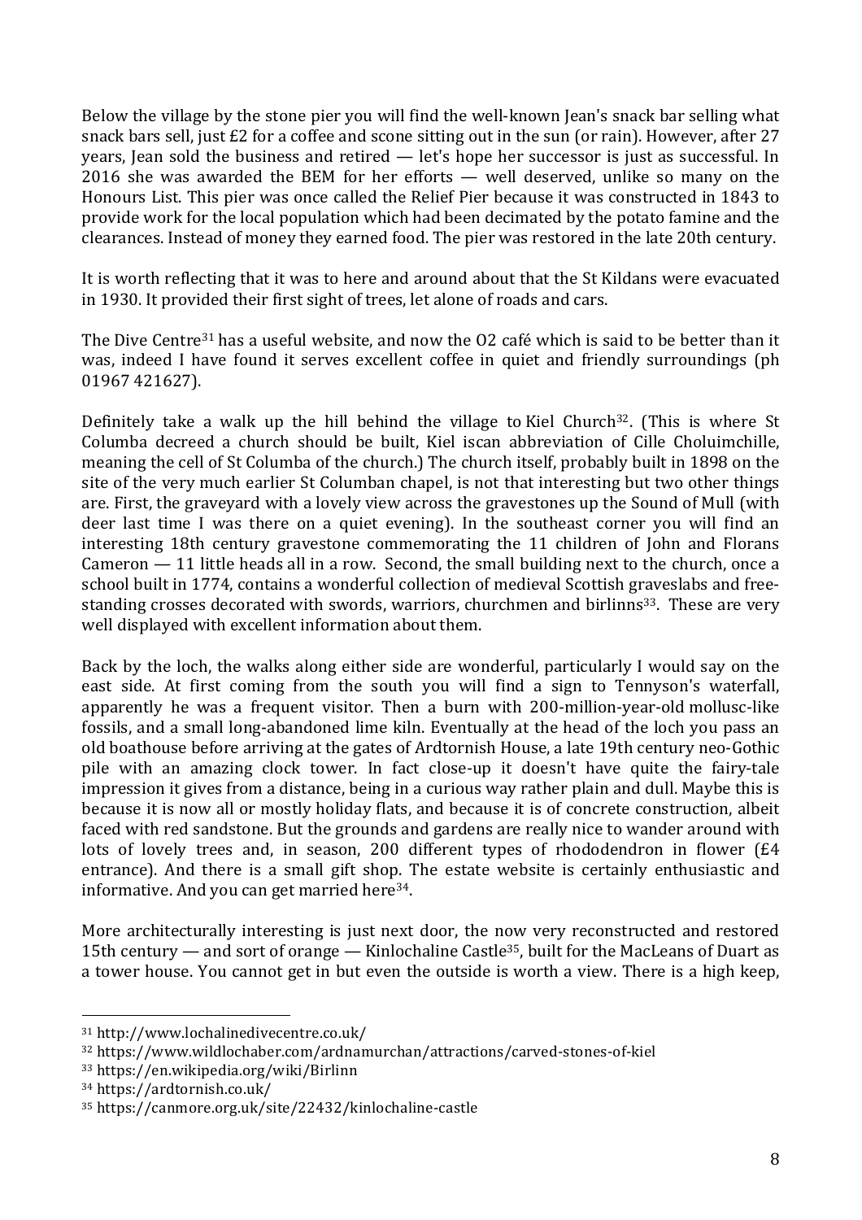Below the village by the stone pier you will find the well-known Jean's snack bar selling what snack bars sell, just £2 for a coffee and scone sitting out in the sun (or rain). However, after 27 years, Jean sold the business and retired — let's hope her successor is just as successful. In 2016 she was awarded the BEM for her efforts — well deserved, unlike so many on the Honours List. This pier was once called the Relief Pier because it was constructed in 1843 to provide work for the local population which had been decimated by the potato famine and the clearances. Instead of money they earned food. The pier was restored in the late 20th century.

It is worth reflecting that it was to here and around about that the St Kildans were evacuated in 1930. It provided their first sight of trees, let alone of roads and cars.

The Dive Centre[31] has a useful website, and now the O2 café which is said to be better than it was, indeed I have found it serves excellent coffee in quiet and friendly surroundings (ph 01967 421627).

Definitely take a walk up the hill behind the village to Kiel Church[32]. (This is where St Columba decreed a church should be built, Kiel iscan abbreviation of Cille Choluimchille, meaning the cell of St Columba of the church.) The church itself, probably built in 1898 on the site of the very much earlier St Columban chapel, is not that interesting but two other things are. First, the graveyard with a lovely view across the gravestones up the Sound of Mull (with deer last time I was there on a quiet evening). In the southeast corner you will find an interesting 18th century gravestone commemorating the 11 children of John and Florans Cameron — 11 little heads all in a row. Second, the small building next to the church, once a school built in 1774, contains a wonderful collection of medieval Scottish graveslabs and free-standing crosses decorated with swords, warriors, churchmen and birlinns[33]. These are very well displayed with excellent information about them.

Back by the loch, the walks along either side are wonderful, particularly I would say on the east side. At first coming from the south you will find a sign to Tennyson's waterfall, apparently he was a frequent visitor. Then a burn with 200-million-year-old mollusc-like fossils, and a small long-abandoned lime kiln. Eventually at the head of the loch you pass an old boathouse before arriving at the gates of Ardtornish House, a late 19th century neo-Gothic pile with an amazing clock tower. In fact close-up it doesn't have quite the fairy-tale impression it gives from a distance, being in a curious way rather plain and dull. Maybe this is because it is now all or mostly holiday flats, and because it is of concrete construction, albeit faced with red sandstone. But the grounds and gardens are really nice to wander around with lots of lovely trees and, in season, 200 different types of rhododendron in flower (£4 entrance). And there is a small gift shop. The estate website is certainly enthusiastic and informative. And you can get married here[34].

More architecturally interesting is just next door, the now very reconstructed and restored 15th century — and sort of orange — Kinlochaline Castle[35], built for the MacLeans of Duart as a tower house. You cannot get in but even the outside is worth a view. There is a high keep,

---

[31] http://www.lochalinedivecentre.co.uk/

[32] https://www.wildlochaber.com/ardnamurchan/attractions/carved-stones-of-kiel

[33] https://en.wikipedia.org/wiki/Birlinn

[34] https://ardtornish.co.uk/

[35] https://canmore.org.uk/site/22432/kinlochaline-castle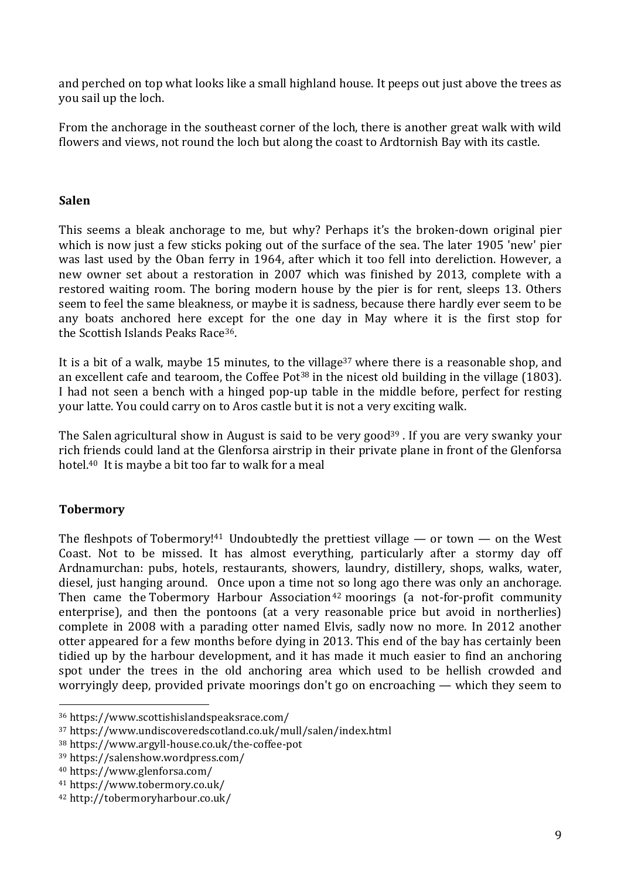and perched on top what looks like a small highland house. It peeps out just above the trees as you sail up the loch.

From the anchorage in the southeast corner of the loch, there is another great walk with wild flowers and views, not round the loch but along the coast to Ardtornish Bay with its castle.

### Salen

This seems a bleak anchorage to me, but why? Perhaps it's the broken-down original pier which is now just a few sticks poking out of the surface of the sea. The later 1905 'new' pier was last used by the Oban ferry in 1964, after which it too fell into dereliction. However, a new owner set about a restoration in 2007 which was finished by 2013, complete with a restored waiting room. The boring modern house by the pier is for rent, sleeps 13. Others seem to feel the same bleakness, or maybe it is sadness, because there hardly ever seem to be any boats anchored here except for the one day in May where it is the first stop for the Scottish Islands Peaks Race[36].

It is a bit of a walk, maybe 15 minutes, to the village[37] where there is a reasonable shop, and an excellent cafe and tearoom, the Coffee Pot[38] in the nicest old building in the village (1803). I had not seen a bench with a hinged pop-up table in the middle before, perfect for resting your latte. You could carry on to Aros castle but it is not a very exciting walk.

The Salen agricultural show in August is said to be very good[39] . If you are very swanky your rich friends could land at the Glenforsa airstrip in their private plane in front of the Glenforsa hotel.[40] It is maybe a bit too far to walk for a meal

### Tobermory

The fleshpots of Tobermory![41] Undoubtedly the prettiest village — or town — on the West Coast. Not to be missed. It has almost everything, particularly after a stormy day off Ardnamurchan: pubs, hotels, restaurants, showers, laundry, distillery, shops, walks, water, diesel, just hanging around. Once upon a time not so long ago there was only an anchorage. Then came the Tobermory Harbour Association[42] moorings (a not-for-profit community enterprise), and then the pontoons (at a very reasonable price but avoid in northerlies) complete in 2008 with a parading otter named Elvis, sadly now no more. In 2012 another otter appeared for a few months before dying in 2013. This end of the bay has certainly been tidied up by the harbour development, and it has made it much easier to find an anchoring spot under the trees in the old anchoring area which used to be hellish crowded and worryingly deep, provided private moorings don't go on encroaching — which they seem to

---

[36] https://www.scottishislandspeaksrace.com/

[37] https://www.undiscoveredscotland.co.uk/mull/salen/index.html

[38] https://www.argyll-house.co.uk/the-coffee-pot

[39] https://salenshow.wordpress.com/

[40] https://www.glenforsa.com/

[41] https://www.tobermory.co.uk/

[42] http://tobermoryharbour.co.uk/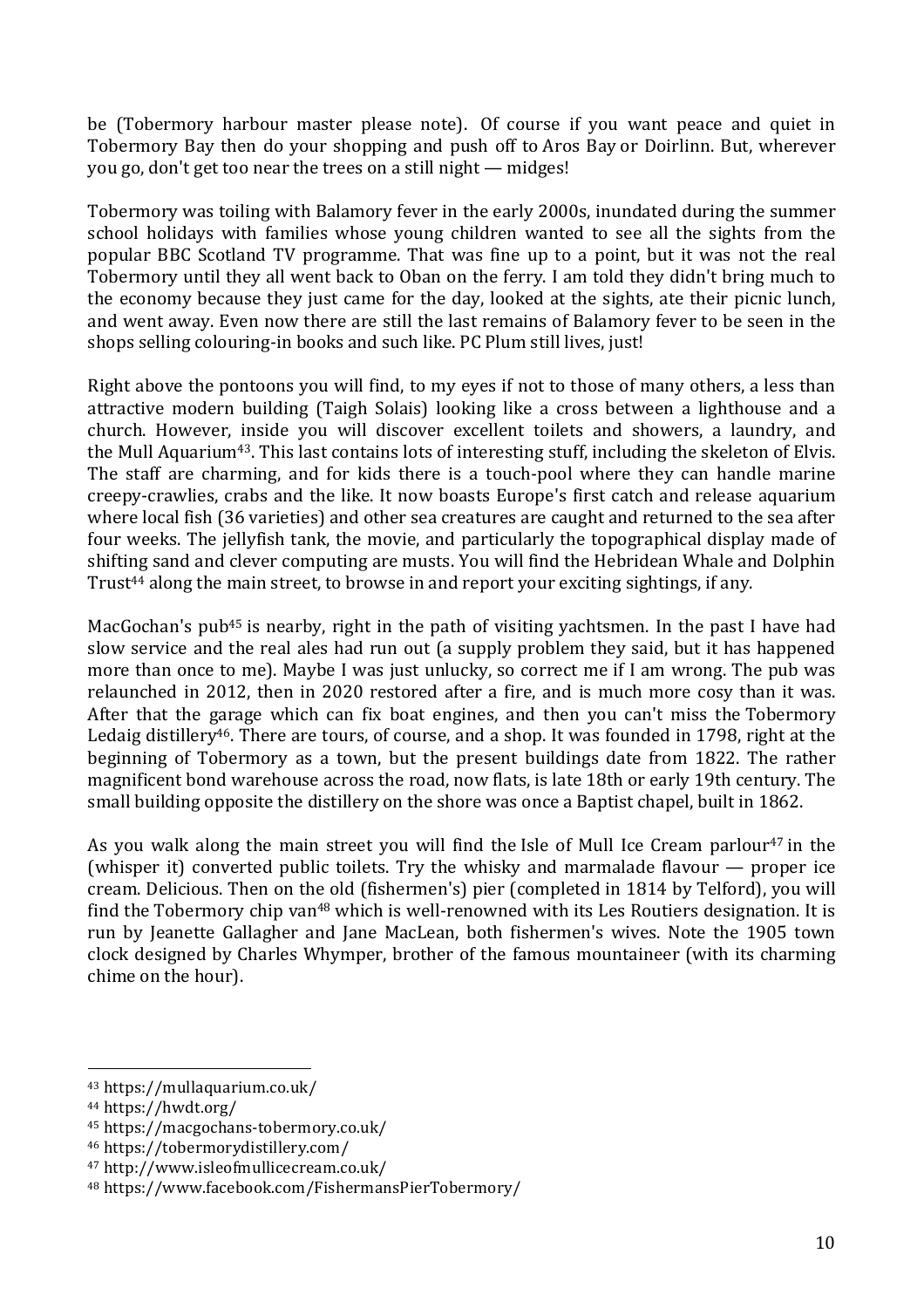be (Tobermory harbour master please note). Of course if you want peace and quiet in Tobermory Bay then do your shopping and push off to Aros Bay or Doirlinn. But, wherever you go, don't get too near the trees on a still night — midges!

Tobermory was toiling with Balamory fever in the early 2000s, inundated during the summer school holidays with families whose young children wanted to see all the sights from the popular BBC Scotland TV programme. That was fine up to a point, but it was not the real Tobermory until they all went back to Oban on the ferry. I am told they didn't bring much to the economy because they just came for the day, looked at the sights, ate their picnic lunch, and went away. Even now there are still the last remains of Balamory fever to be seen in the shops selling colouring-in books and such like. PC Plum still lives, just!

Right above the pontoons you will find, to my eyes if not to those of many others, a less than attractive modern building (Taigh Solais) looking like a cross between a lighthouse and a church. However, inside you will discover excellent toilets and showers, a laundry, and the Mull Aquarium[43]. This last contains lots of interesting stuff, including the skeleton of Elvis. The staff are charming, and for kids there is a touch-pool where they can handle marine creepy-crawlies, crabs and the like. It now boasts Europe's first catch and release aquarium where local fish (36 varieties) and other sea creatures are caught and returned to the sea after four weeks. The jellyfish tank, the movie, and particularly the topographical display made of shifting sand and clever computing are musts. You will find the Hebridean Whale and Dolphin Trust[44] along the main street, to browse in and report your exciting sightings, if any.

MacGochan's pub[45] is nearby, right in the path of visiting yachtsmen. In the past I have had slow service and the real ales had run out (a supply problem they said, but it has happened more than once to me). Maybe I was just unlucky, so correct me if I am wrong. The pub was relaunched in 2012, then in 2020 restored after a fire, and is much more cosy than it was. After that the garage which can fix boat engines, and then you can't miss the Tobermory Ledaig distillery[46]. There are tours, of course, and a shop. It was founded in 1798, right at the beginning of Tobermory as a town, but the present buildings date from 1822. The rather magnificent bond warehouse across the road, now flats, is late 18th or early 19th century. The small building opposite the distillery on the shore was once a Baptist chapel, built in 1862.

As you walk along the main street you will find the Isle of Mull Ice Cream parlour[47] in the (whisper it) converted public toilets. Try the whisky and marmalade flavour — proper ice cream. Delicious. Then on the old (fishermen's) pier (completed in 1814 by Telford), you will find the Tobermory chip van[48] which is well-renowned with its Les Routiers designation. It is run by Jeanette Gallagher and Jane MacLean, both fishermen's wives. Note the 1905 town clock designed by Charles Whymper, brother of the famous mountaineer (with its charming chime on the hour).

---

[43] https://mullaquarium.co.uk/

[44] https://hwdt.org/

[45] https://macgochans-tobermory.co.uk/

[46] https://tobermorydistillery.com/

[47] http://www.isleofmullicecream.co.uk/

[48] https://www.facebook.com/FishermansPierTobermory/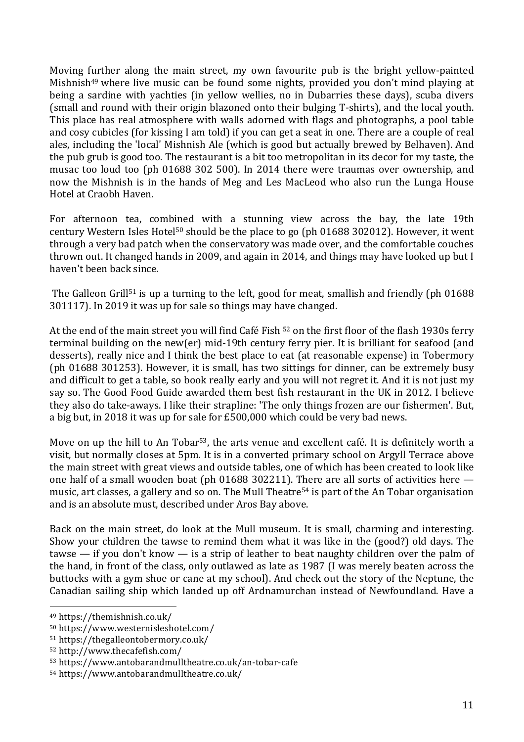Moving further along the main street, my own favourite pub is the bright yellow-painted Mishnish[49] where live music can be found some nights, provided you don't mind playing at being a sardine with yachties (in yellow wellies, no in Dubarries these days), scuba divers (small and round with their origin blazoned onto their bulging T-shirts), and the local youth. This place has real atmosphere with walls adorned with flags and photographs, a pool table and cosy cubicles (for kissing I am told) if you can get a seat in one. There are a couple of real ales, including the 'local' Mishnish Ale (which is good but actually brewed by Belhaven). And the pub grub is good too. The restaurant is a bit too metropolitan in its decor for my taste, the musac too loud too (ph 01688 302 500). In 2014 there were traumas over ownership, and now the Mishnish is in the hands of Meg and Les MacLeod who also run the Lunga House Hotel at Craobh Haven.

For afternoon tea, combined with a stunning view across the bay, the late 19th century Western Isles Hotel[50] should be the place to go (ph 01688 302012). However, it went through a very bad patch when the conservatory was made over, and the comfortable couches thrown out. It changed hands in 2009, and again in 2014, and things may have looked up but I haven't been back since.

The Galleon Grill[51] is up a turning to the left, good for meat, smallish and friendly (ph 01688 301117). In 2019 it was up for sale so things may have changed.

At the end of the main street you will find Café Fish [52] on the first floor of the flash 1930s ferry terminal building on the new(er) mid-19th century ferry pier. It is brilliant for seafood (and desserts), really nice and I think the best place to eat (at reasonable expense) in Tobermory (ph 01688 301253). However, it is small, has two sittings for dinner, can be extremely busy and difficult to get a table, so book really early and you will not regret it. And it is not just my say so. The Good Food Guide awarded them best fish restaurant in the UK in 2012. I believe they also do take-aways. I like their strapline: 'The only things frozen are our fishermen'. But, a big but, in 2018 it was up for sale for £500,000 which could be very bad news.

Move on up the hill to An Tobar[53], the arts venue and excellent café. It is definitely worth a visit, but normally closes at 5pm. It is in a converted primary school on Argyll Terrace above the main street with great views and outside tables, one of which has been created to look like one half of a small wooden boat (ph 01688 302211). There are all sorts of activities here — music, art classes, a gallery and so on. The Mull Theatre[54] is part of the An Tobar organisation and is an absolute must, described under Aros Bay above.

Back on the main street, do look at the Mull museum. It is small, charming and interesting. Show your children the tawse to remind them what it was like in the (good?) old days. The tawse — if you don't know — is a strip of leather to beat naughty children over the palm of the hand, in front of the class, only outlawed as late as 1987 (I was merely beaten across the buttocks with a gym shoe or cane at my school). And check out the story of the Neptune, the Canadian sailing ship which landed up off Ardnamurchan instead of Newfoundland. Have a

---

[49] https://themishnish.co.uk/

[50] https://www.westernisleshotel.com/

[51] https://thegalleontobermory.co.uk/

[52] http://www.thecafefish.com/

[53] https://www.antobarandmulltheatre.co.uk/an-tobar-cafe

[54] https://www.antobarandmulltheatre.co.uk/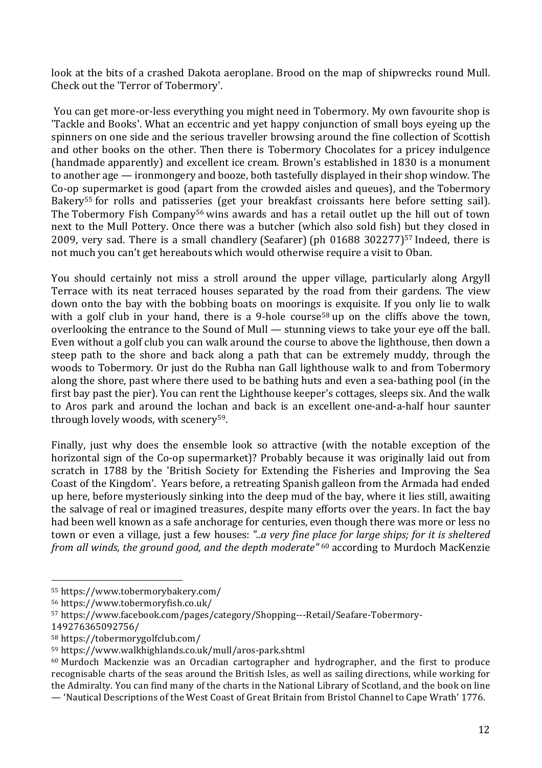look at the bits of a crashed Dakota aeroplane. Brood on the map of shipwrecks round Mull. Check out the 'Terror of Tobermory'.

You can get more-or-less everything you might need in Tobermory. My own favourite shop is 'Tackle and Books'. What an eccentric and yet happy conjunction of small boys eyeing up the spinners on one side and the serious traveller browsing around the fine collection of Scottish and other books on the other. Then there is Tobermory Chocolates for a pricey indulgence (handmade apparently) and excellent ice cream. Brown's established in 1830 is a monument to another age — ironmongery and booze, both tastefully displayed in their shop window. The Co-op supermarket is good (apart from the crowded aisles and queues), and the Tobermory Bakery[55] for rolls and patisseries (get your breakfast croissants here before setting sail). The Tobermory Fish Company[56] wins awards and has a retail outlet up the hill out of town next to the Mull Pottery. Once there was a butcher (which also sold fish) but they closed in 2009, very sad. There is a small chandlery (Seafarer) (ph 01688 302277)[57] Indeed, there is not much you can't get hereabouts which would otherwise require a visit to Oban.

You should certainly not miss a stroll around the upper village, particularly along Argyll Terrace with its neat terraced houses separated by the road from their gardens. The view down onto the bay with the bobbing boats on moorings is exquisite. If you only lie to walk with a golf club in your hand, there is a 9-hole course[58] up on the cliffs above the town, overlooking the entrance to the Sound of Mull — stunning views to take your eye off the ball. Even without a golf club you can walk around the course to above the lighthouse, then down a steep path to the shore and back along a path that can be extremely muddy, through the woods to Tobermory. Or just do the Rubha nan Gall lighthouse walk to and from Tobermory along the shore, past where there used to be bathing huts and even a sea-bathing pool (in the first bay past the pier). You can rent the Lighthouse keeper's cottages, sleeps six. And the walk to Aros park and around the lochan and back is an excellent one-and-a-half hour saunter through lovely woods, with scenery[59].

Finally, just why does the ensemble look so attractive (with the notable exception of the horizontal sign of the Co-op supermarket)? Probably because it was originally laid out from scratch in 1788 by the 'British Society for Extending the Fisheries and Improving the Sea Coast of the Kingdom'. Years before, a retreating Spanish galleon from the Armada had ended up here, before mysteriously sinking into the deep mud of the bay, where it lies still, awaiting the salvage of real or imagined treasures, despite many efforts over the years. In fact the bay had been well known as a safe anchorage for centuries, even though there was more or less no town or even a village, just a few houses: *"..a very fine place for large ships; for it is sheltered from all winds, the ground good, and the depth moderate"* [60] according to Murdoch MacKenzie

---

[55] https://www.tobermorybakery.com/

[56] https://www.tobermoryfish.co.uk/

[57] https://www.facebook.com/pages/category/Shopping---Retail/Seafare-Tobermory-149276365092756/

[58] https://tobermorygolfclub.com/

[59] https://www.walkhighlands.co.uk/mull/aros-park.shtml

[60] Murdoch Mackenzie was an Orcadian cartographer and hydrographer, and the first to produce recognisable charts of the seas around the British Isles, as well as sailing directions, while working for the Admiralty. You can find many of the charts in the National Library of Scotland, and the book on line — 'Nautical Descriptions of the West Coast of Great Britain from Bristol Channel to Cape Wrath' 1776.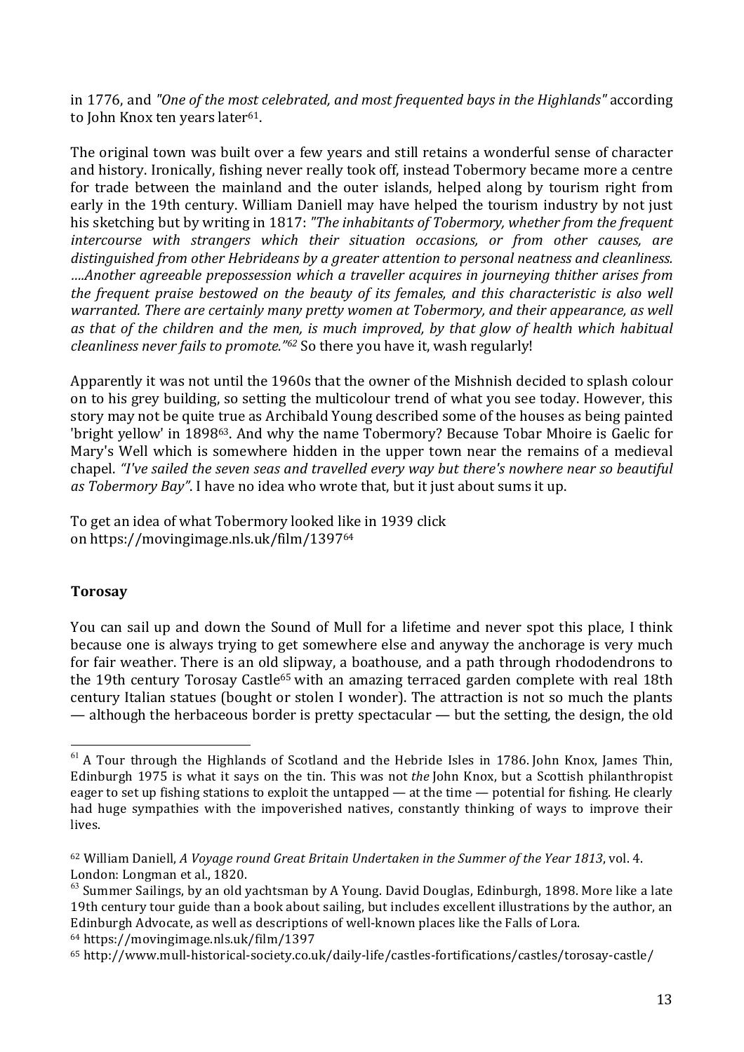in 1776, and *"One of the most celebrated, and most frequented bays in the Highlands"* according to John Knox ten years later[61].

The original town was built over a few years and still retains a wonderful sense of character and history. Ironically, fishing never really took off, instead Tobermory became more a centre for trade between the mainland and the outer islands, helped along by tourism right from early in the 19th century. William Daniell may have helped the tourism industry by not just his sketching but by writing in 1817: *"The inhabitants of Tobermory, whether from the frequent intercourse with strangers which their situation occasions, or from other causes, are distinguished from other Hebrideans by a greater attention to personal neatness and cleanliness. ….Another agreeable prepossession which a traveller acquires in journeying thither arises from the frequent praise bestowed on the beauty of its females, and this characteristic is also well warranted. There are certainly many pretty women at Tobermory, and their appearance, as well as that of the children and the men, is much improved, by that glow of health which habitual cleanliness never fails to promote."*[62] So there you have it, wash regularly!

Apparently it was not until the 1960s that the owner of the Mishnish decided to splash colour on to his grey building, so setting the multicolour trend of what you see today. However, this story may not be quite true as Archibald Young described some of the houses as being painted 'bright yellow' in 1898[63]. And why the name Tobermory? Because Tobar Mhoire is Gaelic for Mary's Well which is somewhere hidden in the upper town near the remains of a medieval chapel. *"I've sailed the seven seas and travelled every way but there's nowhere near so beautiful as Tobermory Bay"*. I have no idea who wrote that, but it just about sums it up.

To get an idea of what Tobermory looked like in 1939 click on https://movingimage.nls.uk/film/1397[64]

**Torosay**

You can sail up and down the Sound of Mull for a lifetime and never spot this place, I think because one is always trying to get somewhere else and anyway the anchorage is very much for fair weather. There is an old slipway, a boathouse, and a path through rhododendrons to the 19th century Torosay Castle[65] with an amazing terraced garden complete with real 18th century Italian statues (bought or stolen I wonder). The attraction is not so much the plants — although the herbaceous border is pretty spectacular — but the setting, the design, the old

---

[61] A Tour through the Highlands of Scotland and the Hebride Isles in 1786. John Knox, James Thin, Edinburgh 1975 is what it says on the tin. This was not *the* John Knox, but a Scottish philanthropist eager to set up fishing stations to exploit the untapped — at the time — potential for fishing. He clearly had huge sympathies with the impoverished natives, constantly thinking of ways to improve their lives.

[62] William Daniell, *A Voyage round Great Britain Undertaken in the Summer of the Year 1813*, vol. 4. London: Longman et al., 1820.

[63] Summer Sailings, by an old yachtsman by A Young. David Douglas, Edinburgh, 1898. More like a late 19th century tour guide than a book about sailing, but includes excellent illustrations by the author, an Edinburgh Advocate, as well as descriptions of well-known places like the Falls of Lora.

[64] https://movingimage.nls.uk/film/1397

[65] http://www.mull-historical-society.co.uk/daily-life/castles-fortifications/castles/torosay-castle/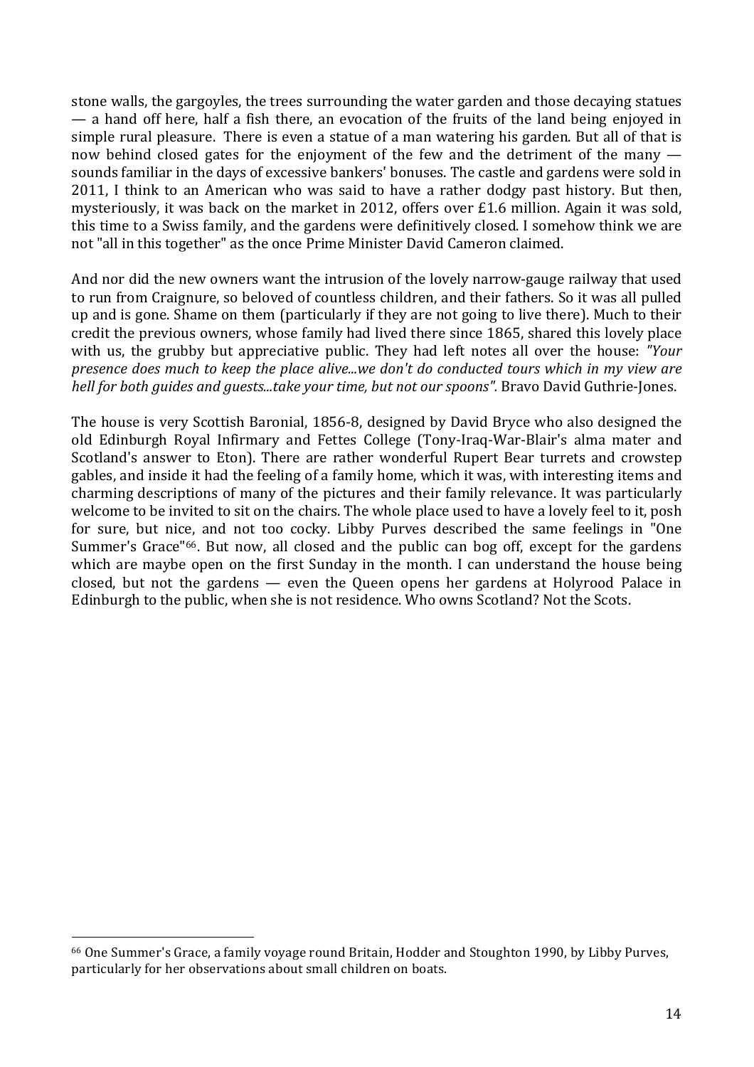stone walls, the gargoyles, the trees surrounding the water garden and those decaying statues — a hand off here, half a fish there, an evocation of the fruits of the land being enjoyed in simple rural pleasure. There is even a statue of a man watering his garden. But all of that is now behind closed gates for the enjoyment of the few and the detriment of the many — sounds familiar in the days of excessive bankers' bonuses. The castle and gardens were sold in 2011, I think to an American who was said to have a rather dodgy past history. But then, mysteriously, it was back on the market in 2012, offers over £1.6 million. Again it was sold, this time to a Swiss family, and the gardens were definitively closed. I somehow think we are not "all in this together" as the once Prime Minister David Cameron claimed.

And nor did the new owners want the intrusion of the lovely narrow-gauge railway that used to run from Craignure, so beloved of countless children, and their fathers. So it was all pulled up and is gone. Shame on them (particularly if they are not going to live there). Much to their credit the previous owners, whose family had lived there since 1865, shared this lovely place with us, the grubby but appreciative public. They had left notes all over the house: *"Your presence does much to keep the place alive...we don't do conducted tours which in my view are hell for both guides and guests...take your time, but not our spoons".* Bravo David Guthrie-Jones.

The house is very Scottish Baronial, 1856-8, designed by David Bryce who also designed the old Edinburgh Royal Infirmary and Fettes College (Tony-Iraq-War-Blair's alma mater and Scotland's answer to Eton). There are rather wonderful Rupert Bear turrets and crowstep gables, and inside it had the feeling of a family home, which it was, with interesting items and charming descriptions of many of the pictures and their family relevance. It was particularly welcome to be invited to sit on the chairs. The whole place used to have a lovely feel to it, posh for sure, but nice, and not too cocky. Libby Purves described the same feelings in "One Summer's Grace"[66]. But now, all closed and the public can bog off, except for the gardens which are maybe open on the first Sunday in the month. I can understand the house being closed, but not the gardens — even the Queen opens her gardens at Holyrood Palace in Edinburgh to the public, when she is not residence. Who owns Scotland? Not the Scots.

[66] One Summer's Grace, a family voyage round Britain, Hodder and Stoughton 1990, by Libby Purves, particularly for her observations about small children on boats.